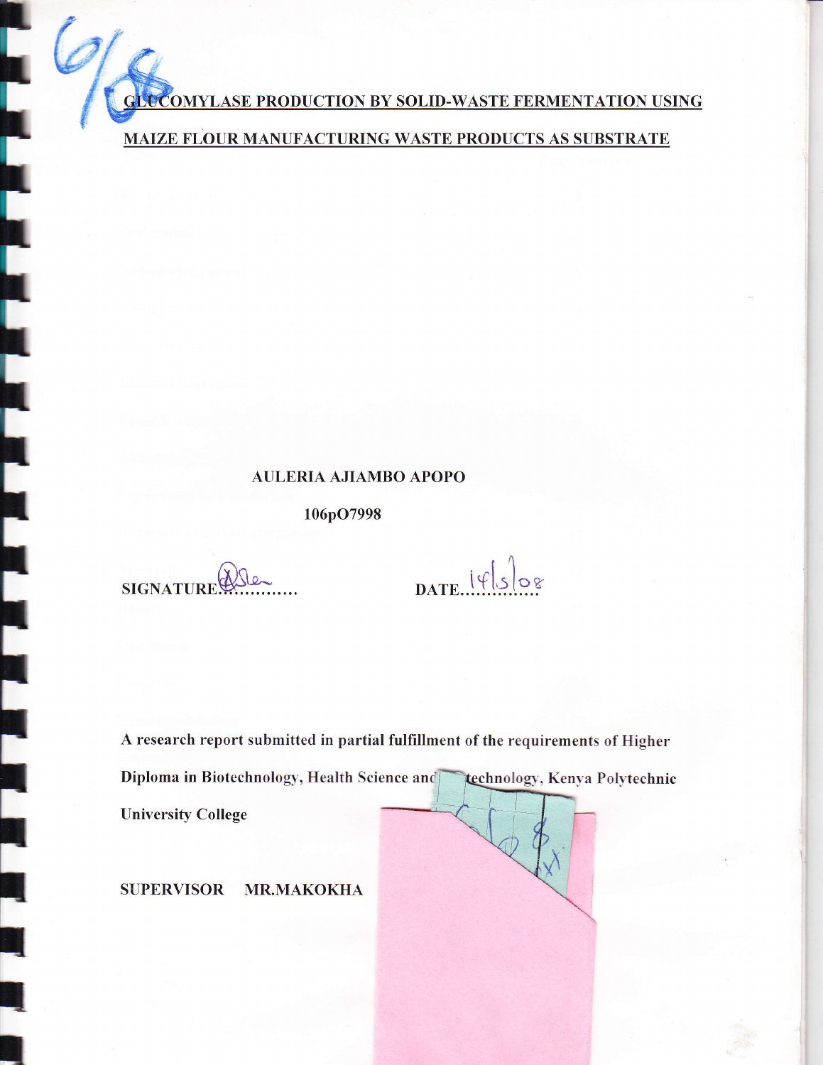# GLUCOMYLASE PRODUCTION BY SOLID-WASTE FERMENTATION USING MAIZE FLOUR MANUFACTURING WASTE PRODUCTS AS SUBSTRATE

**AULERIA AJIAMBO APOPO**

**106pO7998**

**SIGNATURE**.............. **DATE** 14/5/08

**A research report submitted in partial fulfillment of the requirements of Higher Diploma in Biotechnology, Health Science and Technology, Kenya Polytechnic University College**

**SUPERVISOR MR.MAKOKHA**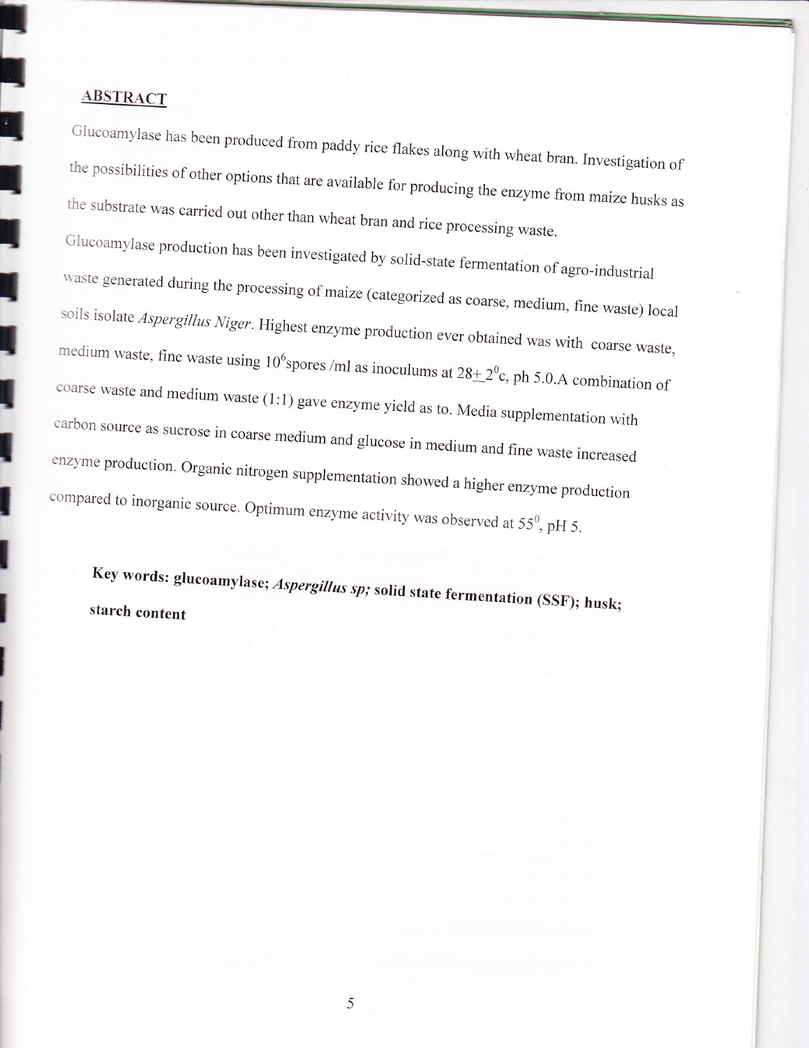## ABSTRACT

Glucoamylase has been produced from paddy rice flakes along with wheat bran. Investigation of the possibilities of other options that are available for producing the enzyme from maize husks as the substrate was carried out other than wheat bran and rice processing waste. Glucoamylase production has been investigated by solid-state fermentation of agro-industrial waste generated during the processing of maize (categorized as coarse, medium, fine waste) local soils isolate *Aspergillus Niger*. Highest enzyme production ever obtained was with coarse waste, medium waste, fine waste using $10^6$spores /ml as inoculums at $28 \pm 2^0$c, ph 5.0.A combination of coarse waste and medium waste (1:1) gave enzyme yield as to. Media supplementation with carbon source as sucrose in coarse medium and glucose in medium and fine waste increased enzyme production. Organic nitrogen supplementation showed a higher enzyme production compared to inorganic source. Optimum enzyme activity was observed at $55^0$, pH 5.

**Key words: glucoamylase; *Aspergillus sp;* solid state fermentation (SSF); husk; starch content**